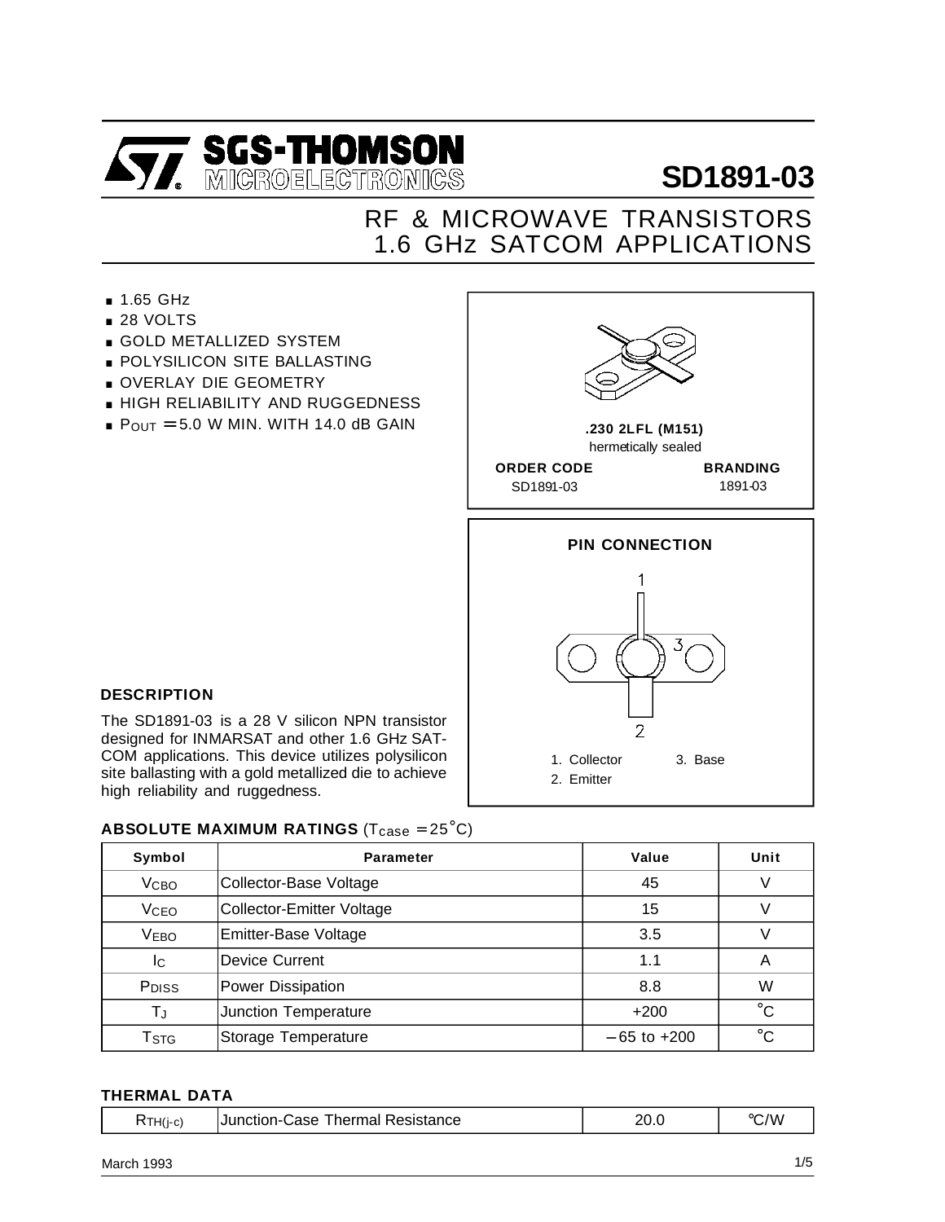# SGS-THOMSON MICROELECTRONICS

# SD1891-03

## RF & MICROWAVE TRANSISTORS 1.6 GHz SATCOM APPLICATIONS

- 1.65 GHz
- 28 VOLTS
- GOLD METALLIZED SYSTEM
- POLYSILICON SITE BALLASTING
- OVERLAY DIE GEOMETRY
- HIGH RELIABILITY AND RUGGEDNESS
- $P_{OUT}$ = 5.0 W MIN. WITH 14.0 dB GAIN

**.230 2LFL (M151)**
hermetically sealed

| ORDER CODE | BRANDING |
|---|---|
| SD1891-03 | 1891-03 |

**PIN CONNECTION**

1. Collector
2. Emitter
3. Base

### DESCRIPTION

The SD1891-03 is a 28 V silicon NPN transistor designed for INMARSAT and other 1.6 GHz SATCOM applications. This device utilizes polysilicon site ballasting with a gold metallized die to achieve high reliability and ruggedness.

### ABSOLUTE MAXIMUM RATINGS ($T_{case}$ = 25°C)

| Symbol | Parameter | Value | Unit |
|---|---|---|---|
| $V_{CBO}$ | Collector-Base Voltage | 45 | V |
| $V_{CEO}$ | Collector-Emitter Voltage | 15 | V |
| $V_{EBO}$ | Emitter-Base Voltage | 3.5 | V |
| $I_C$ | Device Current | 1.1 | A |
| $P_{DISS}$ | Power Dissipation | 8.8 | W |
| $T_J$ | Junction Temperature | +200 | °C |
| $T_{STG}$ | Storage Temperature | −65 to +200 | °C |

### THERMAL DATA

| | | | |
|---|---|---|---|
| $R_{TH(j-c)}$ | Junction-Case Thermal Resistance | 20.0 | °C/W |

March 1993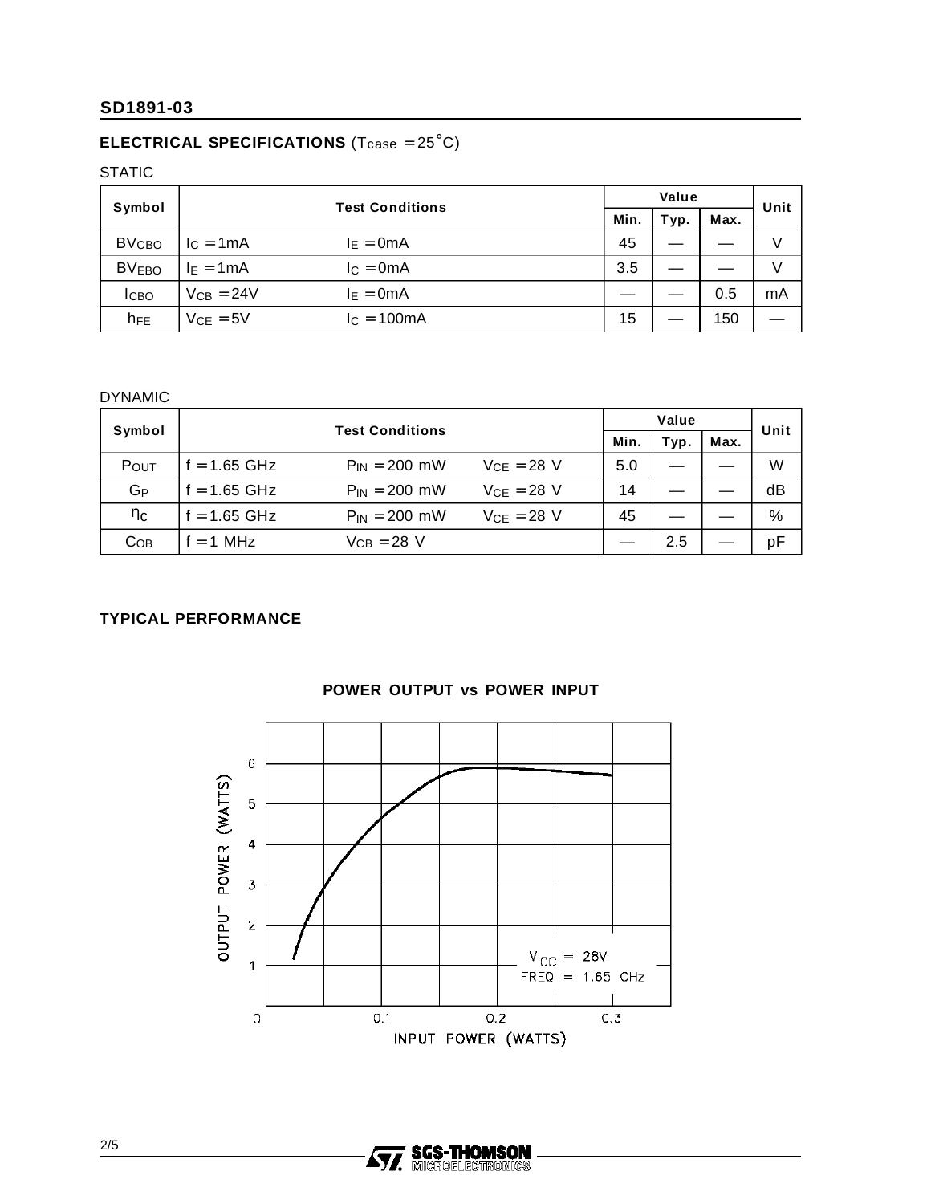## ELECTRICAL SPECIFICATIONS ($T_{case} = 25°C$)

STATIC

| Symbol | Test Conditions | | Value | | | Unit |
|---|---|---|---|---|---|---|
| | | | Min. | Typ. | Max. | |
| $BV_{CBO}$ | $I_C = 1mA$ | $I_E = 0mA$ | 45 | — | — | V |
| $BV_{EBO}$ | $I_E = 1mA$ | $I_C = 0mA$ | 3.5 | — | — | V |
| $I_{CBO}$ | $V_{CB} = 24V$ | $I_E = 0mA$ | — | — | 0.5 | mA |
| $h_{FE}$ | $V_{CE} = 5V$ | $I_C = 100mA$ | 15 | — | 150 | — |

DYNAMIC

| Symbol | Test Conditions | | | Value | | | Unit |
|---|---|---|---|---|---|---|---|
| | | | | Min. | Typ. | Max. | |
| $P_{OUT}$ | f = 1.65 GHz | $P_{IN} = 200$ mW | $V_{CE} = 28$ V | 5.0 | — | — | W |
| $G_P$ | f = 1.65 GHz | $P_{IN} = 200$ mW | $V_{CE} = 28$ V | 14 | — | — | dB |
| $\eta_C$ | f = 1.65 GHz | $P_{IN} = 200$ mW | $V_{CE} = 28$ V | 45 | — | — | % |
| $C_{OB}$ | f = 1 MHz | $V_{CB} = 28$ V | | — | 2.5 | — | pF |

## TYPICAL PERFORMANCE

**POWER OUTPUT vs POWER INPUT**

OUTPUT POWER (WATTS)

$V_{CC}$ = 28V
FREQ = 1.65 GHz

INPUT POWER (WATTS)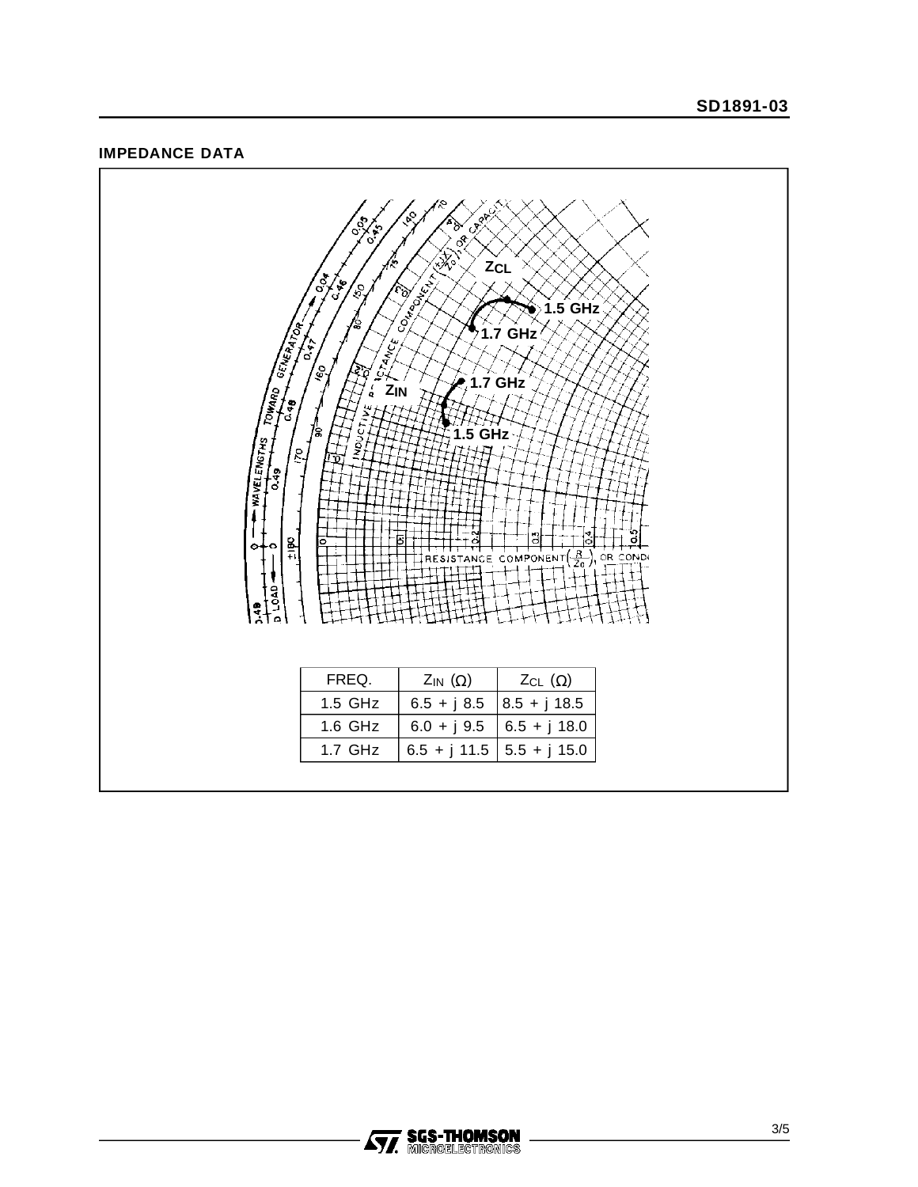## IMPEDANCE DATA

| FREQ. | $Z_{IN}$ ($\Omega$) | $Z_{CL}$ ($\Omega$) |
|---|---|---|
| 1.5 GHz | 6.5 + j 8.5 | 8.5 + j 18.5 |
| 1.6 GHz | 6.0 + j 9.5 | 6.5 + j 18.0 |
| 1.7 GHz | 6.5 + j 11.5 | 5.5 + j 15.0 |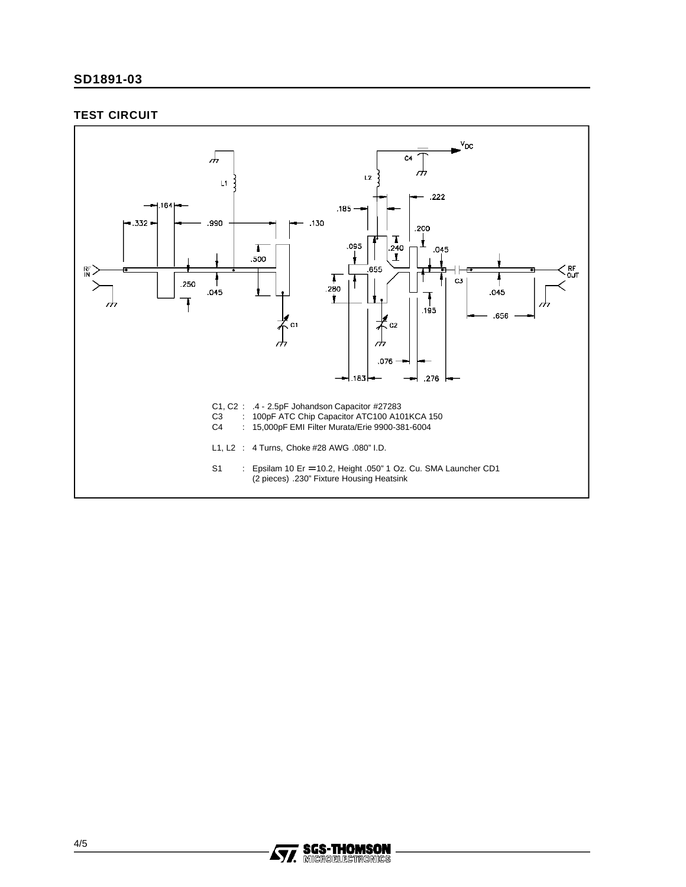## TEST CIRCUIT

C1, C2 : .4 - 2.5pF Johandson Capacitor #27283
C3 : 100pF ATC Chip Capacitor ATC100 A101KCA 150
C4 : 15,000pF EMI Filter Murata/Erie 9900-381-6004

L1, L2 : 4 Turns, Choke #28 AWG .080" I.D.

S1 : Epsilam 10 Er = 10.2, Height .050" 1 Oz. Cu. SMA Launcher CD1
(2 pieces) .230" Fixture Housing Heatsink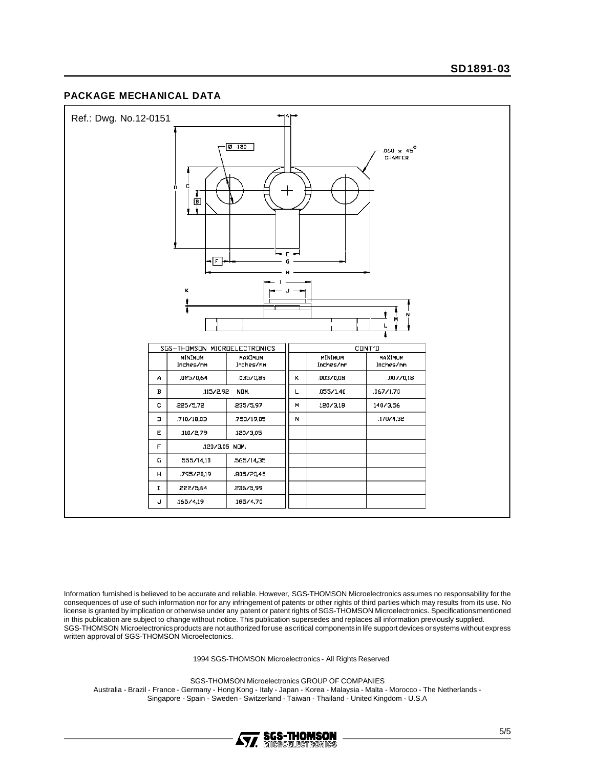## PACKAGE MECHANICAL DATA

Ref.: Dwg. No.12-0151

Ø .130

.060 x 45° CHAMFER

A B C D E F G H I J K L M N

| | SGS-THOMSON MICROELECTRONICS | | | CONT'D | |
|---|---|---|---|---|---|
| | MINIMUM Inches/mm | MAXIMUM Inches/mm | | MINIMUM Inches/mm | MAXIMUM Inches/mm |
| A | .025/0,64 | .035/0,89 | K | .003/0,08 | .007/0,18 |
| B | .115/2,92 NOM. | | L | .055/1,40 | .067/1,70 |
| C | .225/5,72 | .235/5,97 | M | .120/3,18 | .140/3,56 |
| D | .710/18,03 | .750/19,05 | N | | .170/4,32 |
| E | .110/2,79 | .120/3,05 | | | |
| F | .120/3,05 NOM. | | | | |
| G | .555/14,10 | .565/14,35 | | | |
| H | .795/20,19 | .805/20,45 | | | |
| I | .222/5,64 | .236/5,99 | | | |
| J | .165/4,19 | .185/4,70 | | | |

Information furnished is believed to be accurate and reliable. However, SGS-THOMSON Microelectronics assumes no responsability for the consequences of use of such information nor for any infringement of patents or other rights of third parties which may results from its use. No license is granted by implication or otherwise under any patent or patent rights of SGS-THOMSON Microelectronics. Specifications mentioned in this publication are subject to change without notice. This publication supersedes and replaces all information previously supplied. SGS-THOMSON Microelectronics products are not authorized for use as critical components in life support devices or systems without express written approval of SGS-THOMSON Microelectonics.

1994 SGS-THOMSON Microelectronics - All Rights Reserved

SGS-THOMSON Microelectronics GROUP OF COMPANIES

Australia - Brazil - France - Germany - Hong Kong - Italy - Japan - Korea - Malaysia - Malta - Morocco - The Netherlands - Singapore - Spain - Sweden - Switzerland - Taiwan - Thailand - United Kingdom - U.S.A